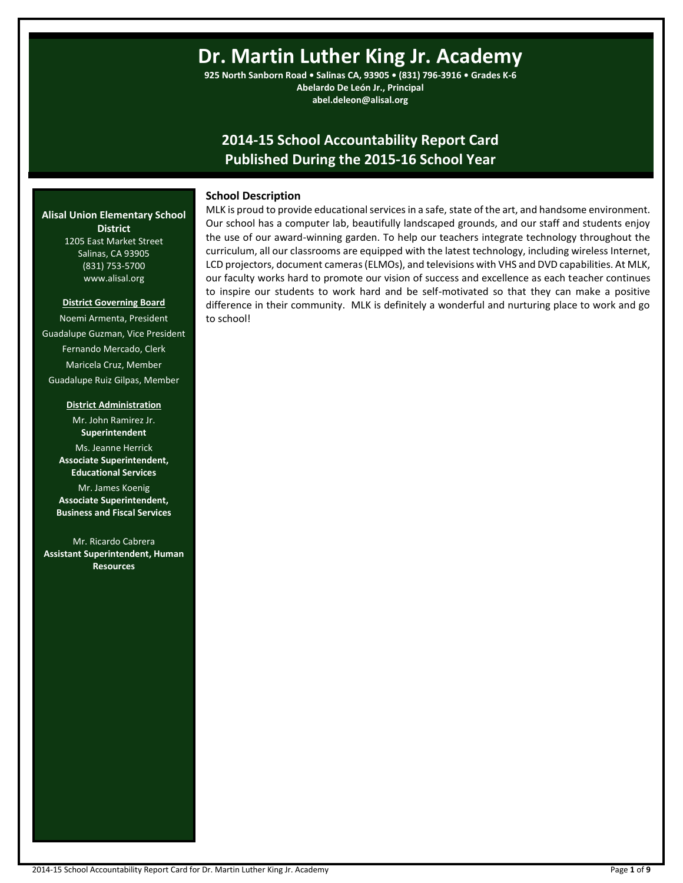# Dr. Martin Luther King Jr. Academy

**925 North Sanborn Road • Salinas CA, 93905 • (831) 796-3916 • Grades K-6**
**Abelardo De León Jr., Principal**
**abel.deleon@alisal.org**

## 2014-15 School Accountability Report Card
## Published During the 2015-16 School Year

**Alisal Union Elementary School District**
1205 East Market Street
Salinas, CA 93905
(831) 753-5700
www.alisal.org

**District Governing Board**

Noemi Armenta, President
Guadalupe Guzman, Vice President
Fernando Mercado, Clerk
Maricela Cruz, Member
Guadalupe Ruiz Gilpas, Member

**District Administration**

Mr. John Ramirez Jr.
**Superintendent**

Ms. Jeanne Herrick
**Associate Superintendent, Educational Services**

Mr. James Koenig
**Associate Superintendent, Business and Fiscal Services**

Mr. Ricardo Cabrera
**Assistant Superintendent, Human Resources**

### School Description

MLK is proud to provide educational services in a safe, state of the art, and handsome environment. Our school has a computer lab, beautifully landscaped grounds, and our staff and students enjoy the use of our award-winning garden. To help our teachers integrate technology throughout the curriculum, all our classrooms are equipped with the latest technology, including wireless Internet, LCD projectors, document cameras (ELMOs), and televisions with VHS and DVD capabilities. At MLK, our faculty works hard to promote our vision of success and excellence as each teacher continues to inspire our students to work hard and be self-motivated so that they can make a positive difference in their community. MLK is definitely a wonderful and nurturing place to work and go to school!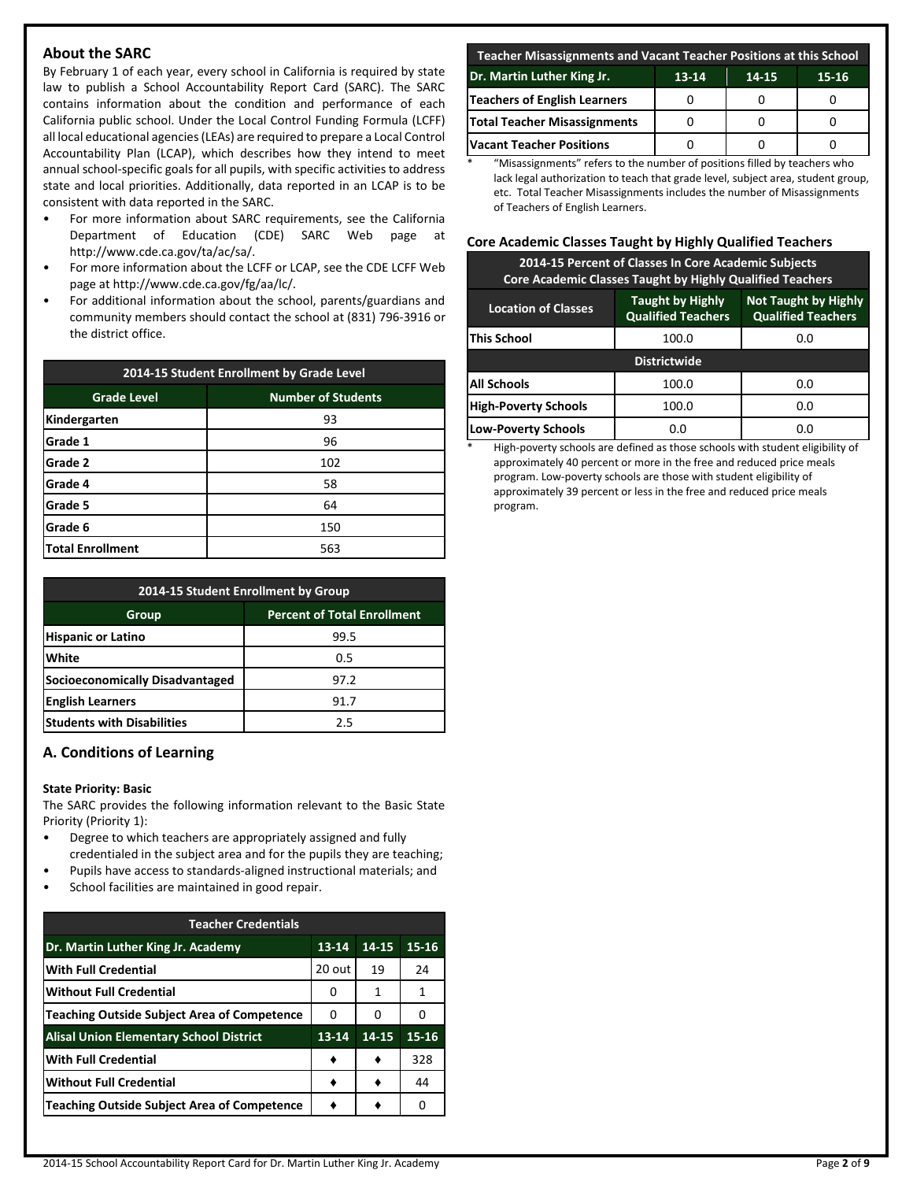## About the SARC

By February 1 of each year, every school in California is required by state law to publish a School Accountability Report Card (SARC). The SARC contains information about the condition and performance of each California public school. Under the Local Control Funding Formula (LCFF) all local educational agencies (LEAs) are required to prepare a Local Control Accountability Plan (LCAP), which describes how they intend to meet annual school-specific goals for all pupils, with specific activities to address state and local priorities. Additionally, data reported in an LCAP is to be consistent with data reported in the SARC.

- For more information about SARC requirements, see the California Department of Education (CDE) SARC Web page at http://www.cde.ca.gov/ta/ac/sa/.
- For more information about the LCFF or LCAP, see the CDE LCFF Web page at http://www.cde.ca.gov/fg/aa/lc/.
- For additional information about the school, parents/guardians and community members should contact the school at (831) 796-3916 or the district office.

| 2014-15 Student Enrollment by Grade Level | |
|---|---|
| **Grade Level** | **Number of Students** |
| Kindergarten | 93 |
| Grade 1 | 96 |
| Grade 2 | 102 |
| Grade 4 | 58 |
| Grade 5 | 64 |
| Grade 6 | 150 |
| Total Enrollment | 563 |

| 2014-15 Student Enrollment by Group | |
|---|---|
| **Group** | **Percent of Total Enrollment** |
| Hispanic or Latino | 99.5 |
| White | 0.5 |
| Socioeconomically Disadvantaged | 97.2 |
| English Learners | 91.7 |
| Students with Disabilities | 2.5 |

## A. Conditions of Learning

**State Priority: Basic**

The SARC provides the following information relevant to the Basic State Priority (Priority 1):

- Degree to which teachers are appropriately assigned and fully credentialed in the subject area and for the pupils they are teaching;
- Pupils have access to standards-aligned instructional materials; and
- School facilities are maintained in good repair.

| Teacher Credentials | | | |
|---|---|---|---|
| **Dr. Martin Luther King Jr. Academy** | **13-14** | **14-15** | **15-16** |
| With Full Credential | 20 out | 19 | 24 |
| Without Full Credential | 0 | 1 | 1 |
| Teaching Outside Subject Area of Competence | 0 | 0 | 0 |
| **Alisal Union Elementary School District** | **13-14** | **14-15** | **15-16** |
| With Full Credential | ♦ | ♦ | 328 |
| Without Full Credential | ♦ | ♦ | 44 |
| Teaching Outside Subject Area of Competence | ♦ | ♦ | 0 |

| Teacher Misassignments and Vacant Teacher Positions at this School | | | |
|---|---|---|---|
| **Dr. Martin Luther King Jr.** | **13-14** | **14-15** | **15-16** |
| Teachers of English Learners | 0 | 0 | 0 |
| Total Teacher Misassignments | 0 | 0 | 0 |
| Vacant Teacher Positions | 0 | 0 | 0 |

\* "Misassignments" refers to the number of positions filled by teachers who lack legal authorization to teach that grade level, subject area, student group, etc. Total Teacher Misassignments includes the number of Misassignments of Teachers of English Learners.

### Core Academic Classes Taught by Highly Qualified Teachers

| 2014-15 Percent of Classes In Core Academic Subjects Core Academic Classes Taught by Highly Qualified Teachers | | |
|---|---|---|
| **Location of Classes** | **Taught by Highly Qualified Teachers** | **Not Taught by Highly Qualified Teachers** |
| This School | 100.0 | 0.0 |
| **Districtwide** | | |
| All Schools | 100.0 | 0.0 |
| High-Poverty Schools | 100.0 | 0.0 |
| Low-Poverty Schools | 0.0 | 0.0 |

\* High-poverty schools are defined as those schools with student eligibility of approximately 40 percent or more in the free and reduced price meals program. Low-poverty schools are those with student eligibility of approximately 39 percent or less in the free and reduced price meals program.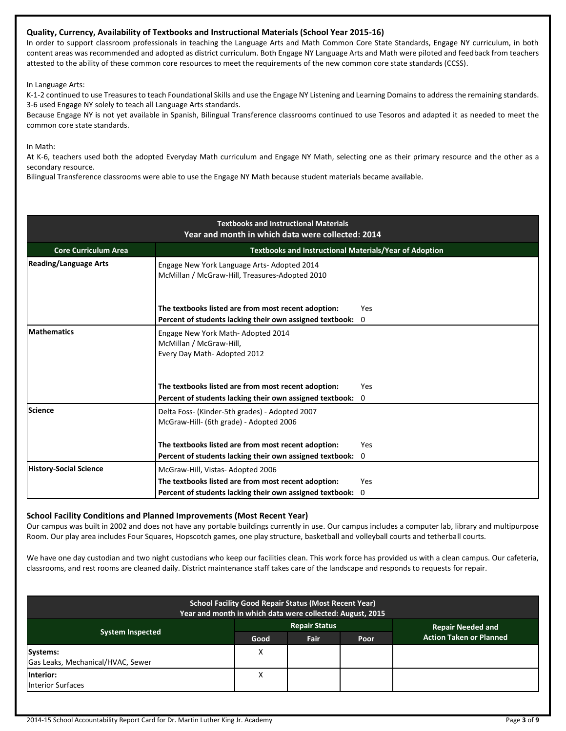### Quality, Currency, Availability of Textbooks and Instructional Materials (School Year 2015-16)

In order to support classroom professionals in teaching the Language Arts and Math Common Core State Standards, Engage NY curriculum, in both content areas was recommended and adopted as district curriculum. Both Engage NY Language Arts and Math were piloted and feedback from teachers attested to the ability of these common core resources to meet the requirements of the new common core state standards (CCSS).

In Language Arts:

K-1-2 continued to use Treasures to teach Foundational Skills and use the Engage NY Listening and Learning Domains to address the remaining standards.
3-6 used Engage NY solely to teach all Language Arts standards.
Because Engage NY is not yet available in Spanish, Bilingual Transference classrooms continued to use Tesoros and adapted it as needed to meet the common core state standards.

In Math:

At K-6, teachers used both the adopted Everyday Math curriculum and Engage NY Math, selecting one as their primary resource and the other as a secondary resource.
Bilingual Transference classrooms were able to use the Engage NY Math because student materials became available.

| Textbooks and Instructional Materials<br>Year and month in which data were collected: 2014 | |
|---|---|
| **Core Curriculum Area** | **Textbooks and Instructional Materials/Year of Adoption** |
| **Reading/Language Arts** | Engage New York Language Arts- Adopted 2014<br>McMillan / McGraw-Hill, Treasures-Adopted 2010<br><br>**The textbooks listed are from most recent adoption:** Yes<br>**Percent of students lacking their own assigned textbook:** 0 |
| **Mathematics** | Engage New York Math- Adopted 2014<br>McMillan / McGraw-Hill,<br>Every Day Math- Adopted 2012<br><br>**The textbooks listed are from most recent adoption:** Yes<br>**Percent of students lacking their own assigned textbook:** 0 |
| **Science** | Delta Foss- (Kinder-5th grades) - Adopted 2007<br>McGraw-Hill- (6th grade) - Adopted 2006<br><br>**The textbooks listed are from most recent adoption:** Yes<br>**Percent of students lacking their own assigned textbook:** 0 |
| **History-Social Science** | McGraw-Hill, Vistas- Adopted 2006<br>**The textbooks listed are from most recent adoption:** Yes<br>**Percent of students lacking their own assigned textbook:** 0 |

### School Facility Conditions and Planned Improvements (Most Recent Year)

Our campus was built in 2002 and does not have any portable buildings currently in use. Our campus includes a computer lab, library and multipurpose Room. Our play area includes Four Squares, Hopscotch games, one play structure, basketball and volleyball courts and tetherball courts.

We have one day custodian and two night custodians who keep our facilities clean. This work force has provided us with a clean campus. Our cafeteria, classrooms, and rest rooms are cleaned daily. District maintenance staff takes care of the landscape and responds to requests for repair.

| School Facility Good Repair Status (Most Recent Year)<br>Year and month in which data were collected: August, 2015 | | | | |
|---|---|---|---|---|
| **System Inspected** | **Repair Status** | | | **Repair Needed and Action Taken or Planned** |
| | **Good** | **Fair** | **Poor** | |
| **Systems:**<br>Gas Leaks, Mechanical/HVAC, Sewer | X | | | |
| **Interior:**<br>Interior Surfaces | X | | | |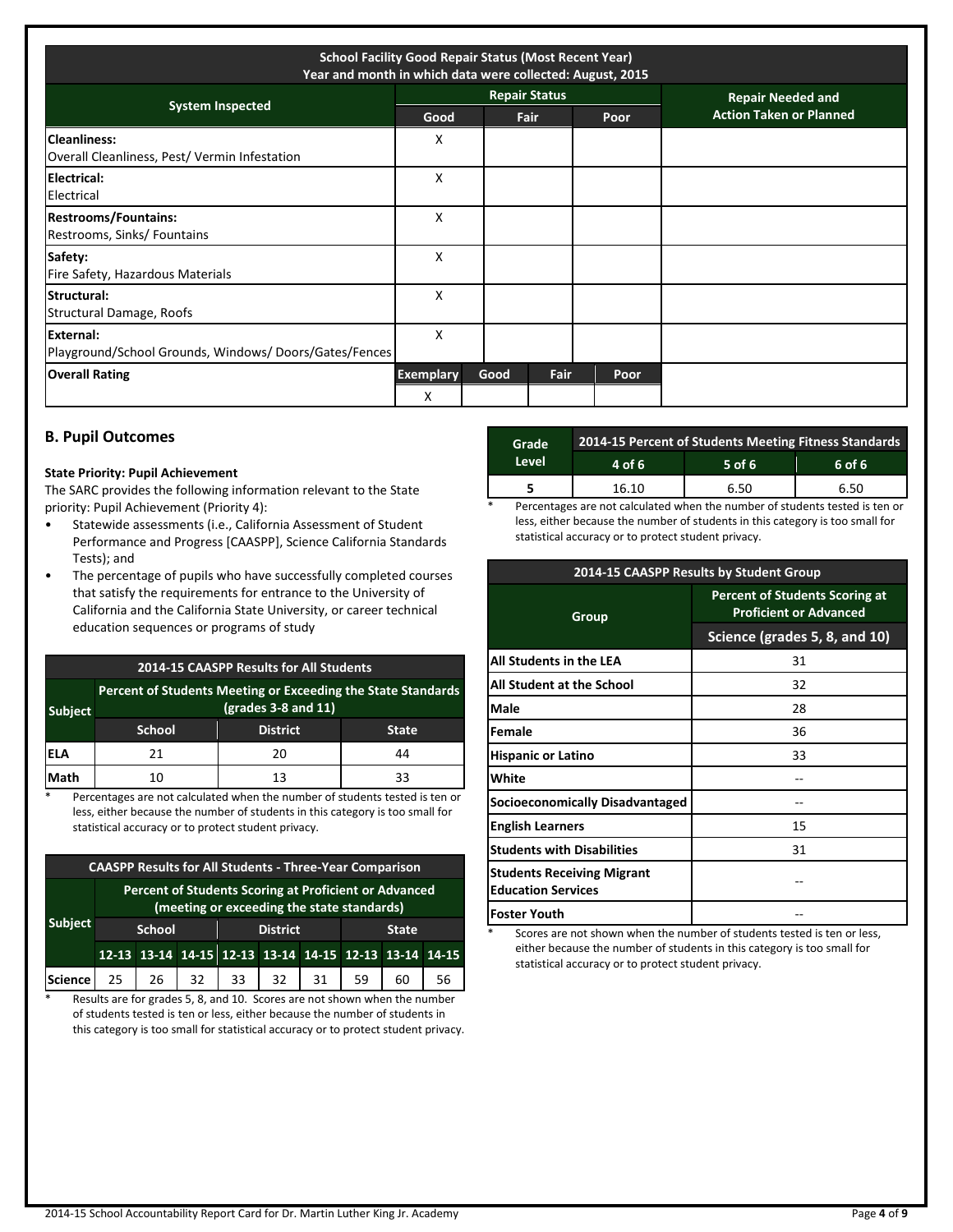| School Facility Good Repair Status (Most Recent Year) Year and month in which data were collected: August, 2015 | | | | |
|---|---|---|---|---|
| System Inspected | Repair Status | | | Repair Needed and Action Taken or Planned |
| | Good | Fair | Poor | |
| **Cleanliness:** Overall Cleanliness, Pest/ Vermin Infestation | X | | | |
| **Electrical:** Electrical | X | | | |
| **Restrooms/Fountains:** Restrooms, Sinks/ Fountains | X | | | |
| **Safety:** Fire Safety, Hazardous Materials | X | | | |
| **Structural:** Structural Damage, Roofs | X | | | |
| **External:** Playground/School Grounds, Windows/ Doors/Gates/Fences | X | | | |

| Overall Rating | Exemplary | Good | Fair | Poor | |
|---|---|---|---|---|---|
| | X | | | | |

## B. Pupil Outcomes

**State Priority: Pupil Achievement**

The SARC provides the following information relevant to the State priority: Pupil Achievement (Priority 4):

- Statewide assessments (i.e., California Assessment of Student Performance and Progress [CAASPP], Science California Standards Tests); and
- The percentage of pupils who have successfully completed courses that satisfy the requirements for entrance to the University of California and the California State University, or career technical education sequences or programs of study

| 2014-15 CAASPP Results for All Students | | | |
|---|---|---|---|
| Subject | Percent of Students Meeting or Exceeding the State Standards (grades 3-8 and 11) | | |
| | School | District | State |
| ELA | 21 | 20 | 44 |
| Math | 10 | 13 | 33 |

\* Percentages are not calculated when the number of students tested is ten or less, either because the number of students in this category is too small for statistical accuracy or to protect student privacy.

| CAASPP Results for All Students - Three-Year Comparison | | | | | | | | | |
|---|---|---|---|---|---|---|---|---|---|
| Subject | Percent of Students Scoring at Proficient or Advanced (meeting or exceeding the state standards) | | | | | | | | |
| | School | | | District | | | State | | |
| | 12-13 | 13-14 | 14-15 | 12-13 | 13-14 | 14-15 | 12-13 | 13-14 | 14-15 |
| Science | 25 | 26 | 32 | 33 | 32 | 31 | 59 | 60 | 56 |

\* Results are for grades 5, 8, and 10. Scores are not shown when the number of students tested is ten or less, either because the number of students in this category is too small for statistical accuracy or to protect student privacy.

| Grade Level | 2014-15 Percent of Students Meeting Fitness Standards | | |
|---|---|---|---|
| | 4 of 6 | 5 of 6 | 6 of 6 |
| 5 | 16.10 | 6.50 | 6.50 |

\* Percentages are not calculated when the number of students tested is ten or less, either because the number of students in this category is too small for statistical accuracy or to protect student privacy.

| 2014-15 CAASPP Results by Student Group | |
|---|---|
| Group | Percent of Students Scoring at Proficient or Advanced |
| | Science (grades 5, 8, and 10) |
| All Students in the LEA | 31 |
| All Student at the School | 32 |
| Male | 28 |
| Female | 36 |
| Hispanic or Latino | 33 |
| White | -- |
| Socioeconomically Disadvantaged | -- |
| English Learners | 15 |
| Students with Disabilities | 31 |
| Students Receiving Migrant Education Services | -- |
| Foster Youth | -- |

\* Scores are not shown when the number of students tested is ten or less, either because the number of students in this category is too small for statistical accuracy or to protect student privacy.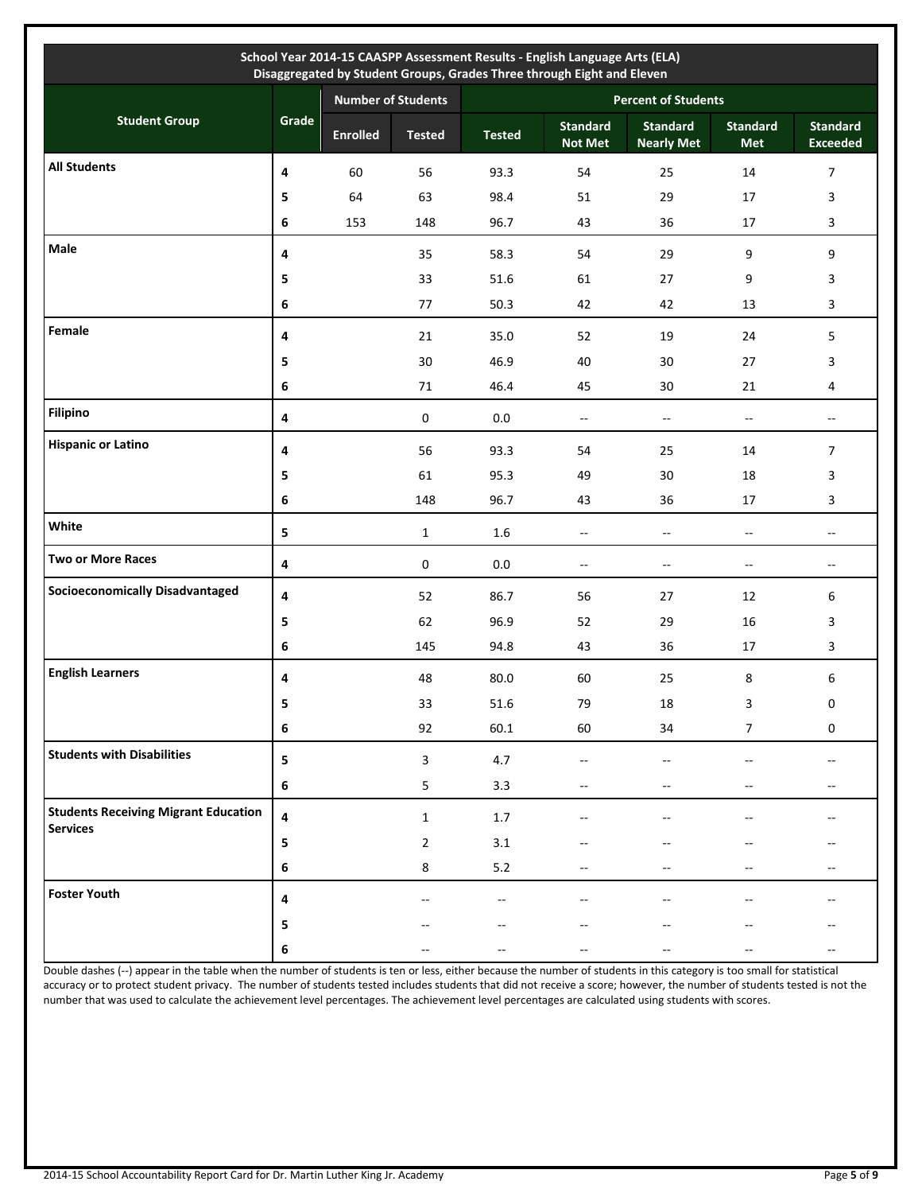| School Year 2014-15 CAASPP Assessment Results - English Language Arts (ELA) Disaggregated by Student Groups, Grades Three through Eight and Eleven | | | | | | | | |
|---|---|---|---|---|---|---|---|---|
| **Student Group** | **Grade** | **Number of Students** | | **Percent of Students** | | | | |
| | | **Enrolled** | **Tested** | **Tested** | **Standard Not Met** | **Standard Nearly Met** | **Standard Met** | **Standard Exceeded** |
| **All Students** | 4 | 60 | 56 | 93.3 | 54 | 25 | 14 | 7 |
| | 5 | 64 | 63 | 98.4 | 51 | 29 | 17 | 3 |
| | 6 | 153 | 148 | 96.7 | 43 | 36 | 17 | 3 |
| **Male** | 4 | | 35 | 58.3 | 54 | 29 | 9 | 9 |
| | 5 | | 33 | 51.6 | 61 | 27 | 9 | 3 |
| | 6 | | 77 | 50.3 | 42 | 42 | 13 | 3 |
| **Female** | 4 | | 21 | 35.0 | 52 | 19 | 24 | 5 |
| | 5 | | 30 | 46.9 | 40 | 30 | 27 | 3 |
| | 6 | | 71 | 46.4 | 45 | 30 | 21 | 4 |
| **Filipino** | 4 | | 0 | 0.0 | -- | -- | -- | -- |
| **Hispanic or Latino** | 4 | | 56 | 93.3 | 54 | 25 | 14 | 7 |
| | 5 | | 61 | 95.3 | 49 | 30 | 18 | 3 |
| | 6 | | 148 | 96.7 | 43 | 36 | 17 | 3 |
| **White** | 5 | | 1 | 1.6 | -- | -- | -- | -- |
| **Two or More Races** | 4 | | 0 | 0.0 | -- | -- | -- | -- |
| **Socioeconomically Disadvantaged** | 4 | | 52 | 86.7 | 56 | 27 | 12 | 6 |
| | 5 | | 62 | 96.9 | 52 | 29 | 16 | 3 |
| | 6 | | 145 | 94.8 | 43 | 36 | 17 | 3 |
| **English Learners** | 4 | | 48 | 80.0 | 60 | 25 | 8 | 6 |
| | 5 | | 33 | 51.6 | 79 | 18 | 3 | 0 |
| | 6 | | 92 | 60.1 | 60 | 34 | 7 | 0 |
| **Students with Disabilities** | 5 | | 3 | 4.7 | -- | -- | -- | -- |
| | 6 | | 5 | 3.3 | -- | -- | -- | -- |
| **Students Receiving Migrant Education Services** | 4 | | 1 | 1.7 | -- | -- | -- | -- |
| | 5 | | 2 | 3.1 | -- | -- | -- | -- |
| | 6 | | 8 | 5.2 | -- | -- | -- | -- |
| **Foster Youth** | 4 | | -- | -- | -- | -- | -- | -- |
| | 5 | | -- | -- | -- | -- | -- | -- |
| | 6 | | -- | -- | -- | -- | -- | -- |

Double dashes (--) appear in the table when the number of students is ten or less, either because the number of students in this category is too small for statistical accuracy or to protect student privacy. The number of students tested includes students that did not receive a score; however, the number of students tested is not the number that was used to calculate the achievement level percentages. The achievement level percentages are calculated using students with scores.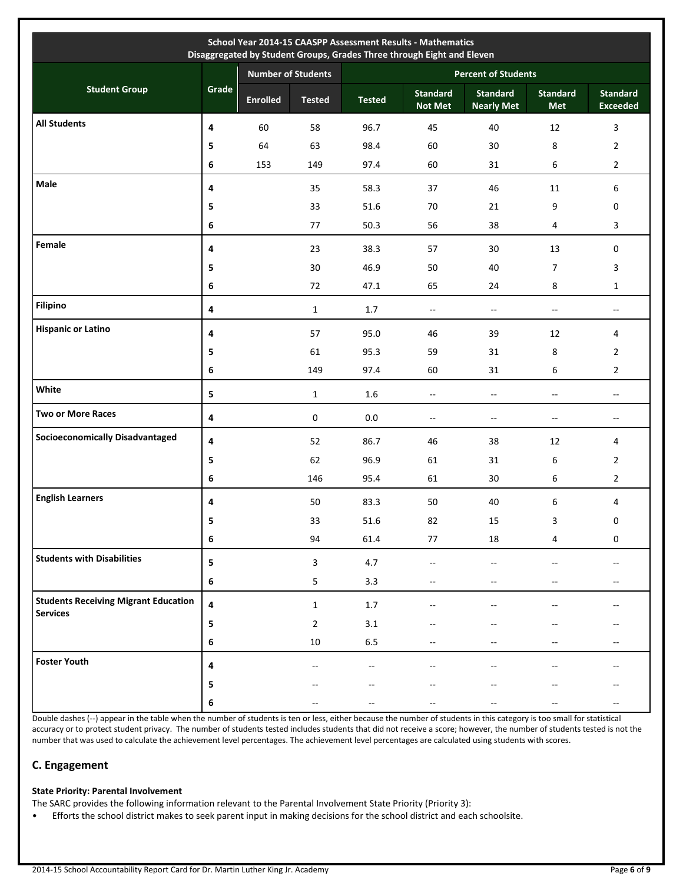| School Year 2014-15 CAASPP Assessment Results - Mathematics Disaggregated by Student Groups, Grades Three through Eight and Eleven | | | | | | | | |
|---|---|---|---|---|---|---|---|---|
| Student Group | Grade | Number of Students | | Percent of Students | | | | |
| | | Enrolled | Tested | Tested | Standard Not Met | Standard Nearly Met | Standard Met | Standard Exceeded |
| All Students | 4 | 60 | 58 | 96.7 | 45 | 40 | 12 | 3 |
| | 5 | 64 | 63 | 98.4 | 60 | 30 | 8 | 2 |
| | 6 | 153 | 149 | 97.4 | 60 | 31 | 6 | 2 |
| Male | 4 | | 35 | 58.3 | 37 | 46 | 11 | 6 |
| | 5 | | 33 | 51.6 | 70 | 21 | 9 | 0 |
| | 6 | | 77 | 50.3 | 56 | 38 | 4 | 3 |
| Female | 4 | | 23 | 38.3 | 57 | 30 | 13 | 0 |
| | 5 | | 30 | 46.9 | 50 | 40 | 7 | 3 |
| | 6 | | 72 | 47.1 | 65 | 24 | 8 | 1 |
| Filipino | 4 | | 1 | 1.7 | -- | -- | -- | -- |
| Hispanic or Latino | 4 | | 57 | 95.0 | 46 | 39 | 12 | 4 |
| | 5 | | 61 | 95.3 | 59 | 31 | 8 | 2 |
| | 6 | | 149 | 97.4 | 60 | 31 | 6 | 2 |
| White | 5 | | 1 | 1.6 | -- | -- | -- | -- |
| Two or More Races | 4 | | 0 | 0.0 | -- | -- | -- | -- |
| Socioeconomically Disadvantaged | 4 | | 52 | 86.7 | 46 | 38 | 12 | 4 |
| | 5 | | 62 | 96.9 | 61 | 31 | 6 | 2 |
| | 6 | | 146 | 95.4 | 61 | 30 | 6 | 2 |
| English Learners | 4 | | 50 | 83.3 | 50 | 40 | 6 | 4 |
| | 5 | | 33 | 51.6 | 82 | 15 | 3 | 0 |
| | 6 | | 94 | 61.4 | 77 | 18 | 4 | 0 |
| Students with Disabilities | 5 | | 3 | 4.7 | -- | -- | -- | -- |
| | 6 | | 5 | 3.3 | -- | -- | -- | -- |
| Students Receiving Migrant Education Services | 4 | | 1 | 1.7 | -- | -- | -- | -- |
| | 5 | | 2 | 3.1 | -- | -- | -- | -- |
| | 6 | | 10 | 6.5 | -- | -- | -- | -- |
| Foster Youth | 4 | | -- | -- | -- | -- | -- | -- |
| | 5 | | -- | -- | -- | -- | -- | -- |
| | 6 | | -- | -- | -- | -- | -- | -- |

Double dashes (--) appear in the table when the number of students is ten or less, either because the number of students in this category is too small for statistical accuracy or to protect student privacy. The number of students tested includes students that did not receive a score; however, the number of students tested is not the number that was used to calculate the achievement level percentages. The achievement level percentages are calculated using students with scores.

## C. Engagement

**State Priority: Parental Involvement**

The SARC provides the following information relevant to the Parental Involvement State Priority (Priority 3):

- Efforts the school district makes to seek parent input in making decisions for the school district and each schoolsite.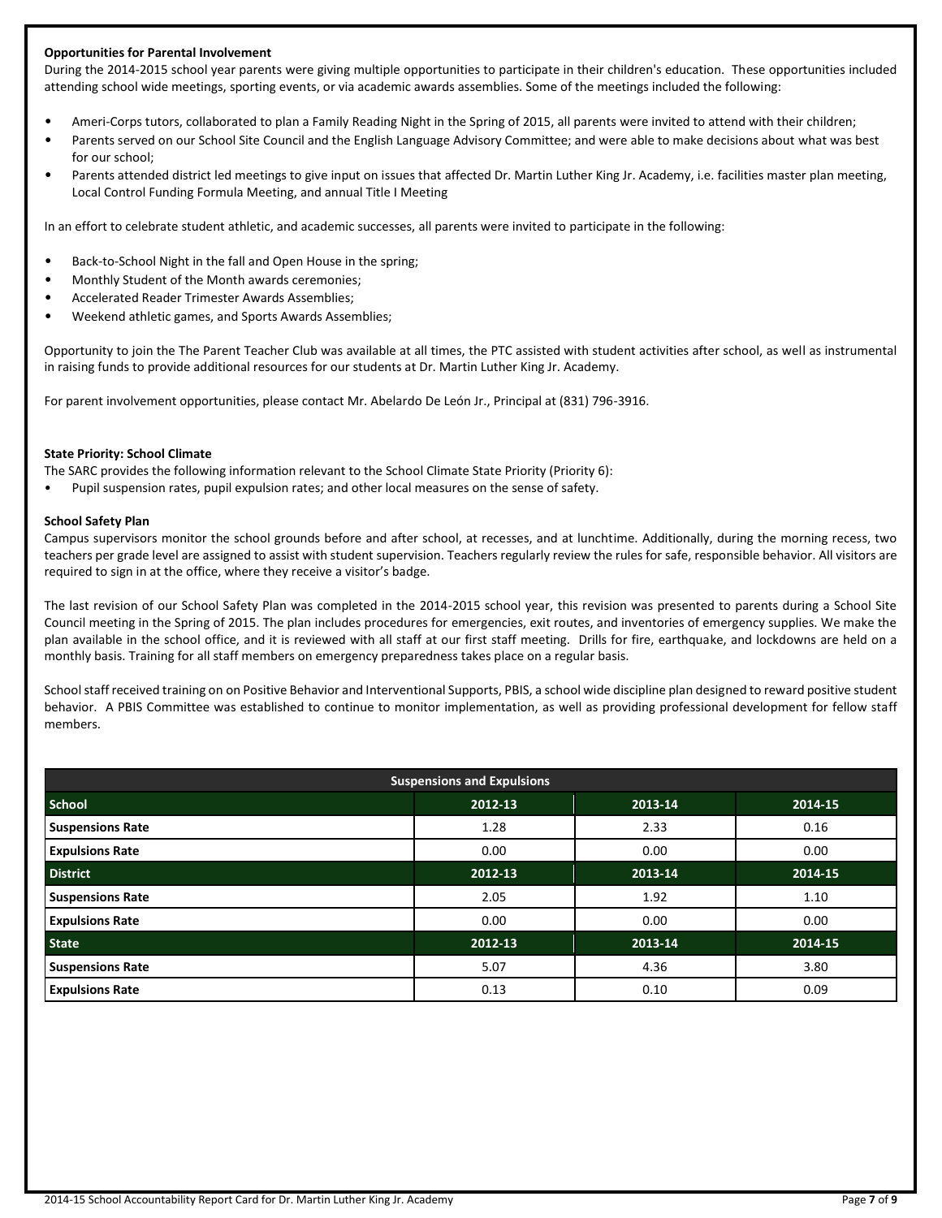### Opportunities for Parental Involvement

During the 2014-2015 school year parents were giving multiple opportunities to participate in their children's education. These opportunities included attending school wide meetings, sporting events, or via academic awards assemblies. Some of the meetings included the following:

- Ameri-Corps tutors, collaborated to plan a Family Reading Night in the Spring of 2015, all parents were invited to attend with their children;
- Parents served on our School Site Council and the English Language Advisory Committee; and were able to make decisions about what was best for our school;
- Parents attended district led meetings to give input on issues that affected Dr. Martin Luther King Jr. Academy, i.e. facilities master plan meeting, Local Control Funding Formula Meeting, and annual Title I Meeting

In an effort to celebrate student athletic, and academic successes, all parents were invited to participate in the following:

- Back-to-School Night in the fall and Open House in the spring;
- Monthly Student of the Month awards ceremonies;
- Accelerated Reader Trimester Awards Assemblies;
- Weekend athletic games, and Sports Awards Assemblies;

Opportunity to join the The Parent Teacher Club was available at all times, the PTC assisted with student activities after school, as well as instrumental in raising funds to provide additional resources for our students at Dr. Martin Luther King Jr. Academy.

For parent involvement opportunities, please contact Mr. Abelardo De León Jr., Principal at (831) 796-3916.

### State Priority: School Climate

The SARC provides the following information relevant to the School Climate State Priority (Priority 6):

- Pupil suspension rates, pupil expulsion rates; and other local measures on the sense of safety.

### School Safety Plan

Campus supervisors monitor the school grounds before and after school, at recesses, and at lunchtime. Additionally, during the morning recess, two teachers per grade level are assigned to assist with student supervision. Teachers regularly review the rules for safe, responsible behavior. All visitors are required to sign in at the office, where they receive a visitor's badge.

The last revision of our School Safety Plan was completed in the 2014-2015 school year, this revision was presented to parents during a School Site Council meeting in the Spring of 2015. The plan includes procedures for emergencies, exit routes, and inventories of emergency supplies. We make the plan available in the school office, and it is reviewed with all staff at our first staff meeting. Drills for fire, earthquake, and lockdowns are held on a monthly basis. Training for all staff members on emergency preparedness takes place on a regular basis.

School staff received training on on Positive Behavior and Interventional Supports, PBIS, a school wide discipline plan designed to reward positive student behavior. A PBIS Committee was established to continue to monitor implementation, as well as providing professional development for fellow staff members.

| Suspensions and Expulsions | | | |
|---|---|---|---|
| **School** | **2012-13** | **2013-14** | **2014-15** |
| **Suspensions Rate** | 1.28 | 2.33 | 0.16 |
| **Expulsions Rate** | 0.00 | 0.00 | 0.00 |
| **District** | **2012-13** | **2013-14** | **2014-15** |
| **Suspensions Rate** | 2.05 | 1.92 | 1.10 |
| **Expulsions Rate** | 0.00 | 0.00 | 0.00 |
| **State** | **2012-13** | **2013-14** | **2014-15** |
| **Suspensions Rate** | 5.07 | 4.36 | 3.80 |
| **Expulsions Rate** | 0.13 | 0.10 | 0.09 |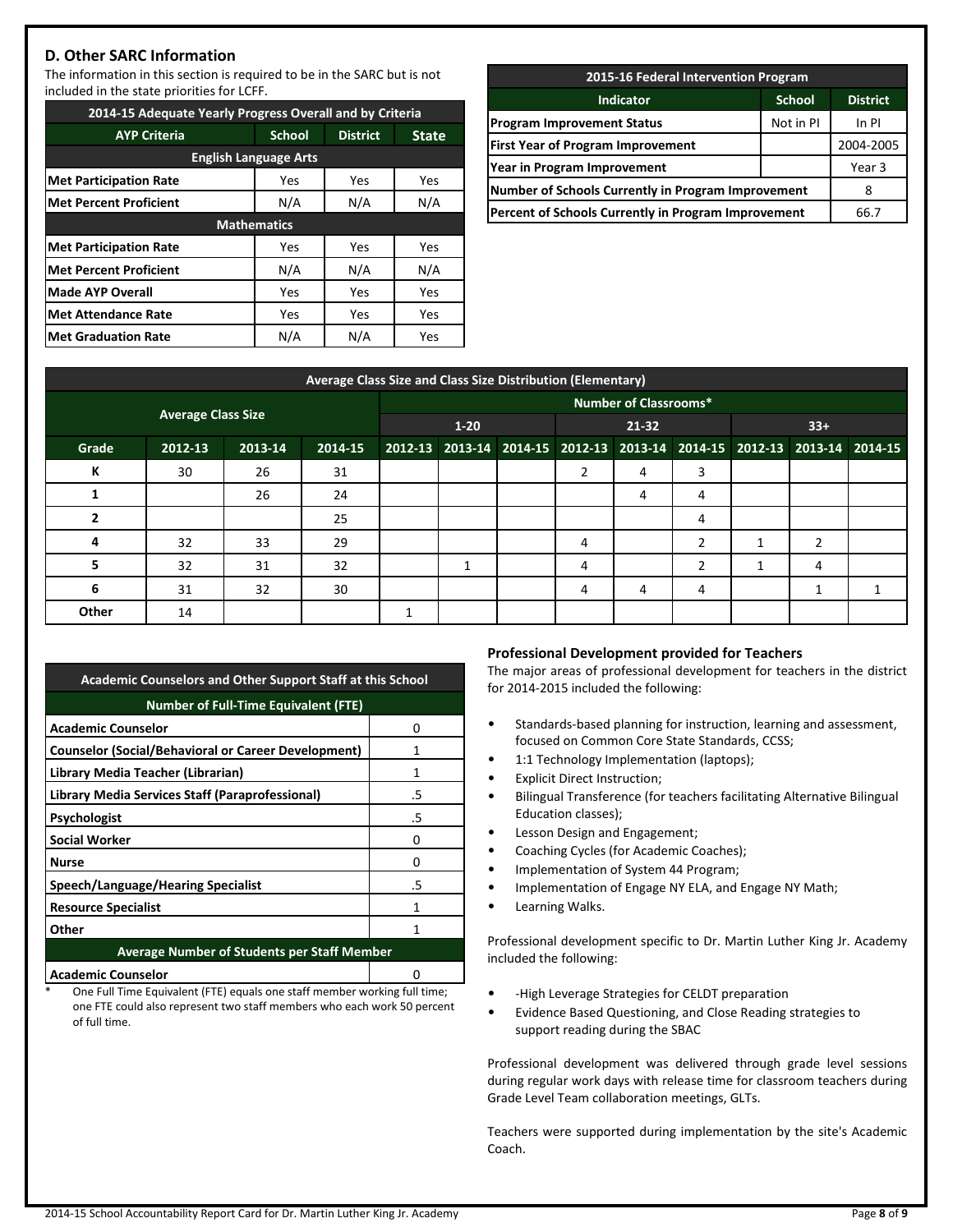## D. Other SARC Information

The information in this section is required to be in the SARC but is not included in the state priorities for LCFF.

| 2014-15 Adequate Yearly Progress Overall and by Criteria | | | |
|---|---|---|---|
| AYP Criteria | School | District | State |
| **English Language Arts** | | | |
| Met Participation Rate | Yes | Yes | Yes |
| Met Percent Proficient | N/A | N/A | N/A |
| **Mathematics** | | | |
| Met Participation Rate | Yes | Yes | Yes |
| Met Percent Proficient | N/A | N/A | N/A |
| Made AYP Overall | Yes | Yes | Yes |
| Met Attendance Rate | Yes | Yes | Yes |
| Met Graduation Rate | N/A | N/A | Yes |

| 2015-16 Federal Intervention Program | | |
|---|---|---|
| Indicator | School | District |
| Program Improvement Status | Not in PI | In PI |
| First Year of Program Improvement | | 2004-2005 |
| Year in Program Improvement | | Year 3 |
| Number of Schools Currently in Program Improvement | | 8 |
| Percent of Schools Currently in Program Improvement | | 66.7 |

| Average Class Size and Class Size Distribution (Elementary) | | | | | | | | | | | | | |
|---|---|---|---|---|---|---|---|---|---|---|---|---|---|
| | Average Class Size | | | Number of Classrooms* | | | | | | | | | |
| | | | | 1-20 | | | 21-32 | | | 33+ | | | |
| Grade | 2012-13 | 2013-14 | 2014-15 | 2012-13 | 2013-14 | 2014-15 | 2012-13 | 2013-14 | 2014-15 | 2012-13 | 2013-14 | 2014-15 | |
| K | 30 | 26 | 31 | | | | 2 | 4 | 3 | | | | |
| 1 | | 26 | 24 | | | | | 4 | 4 | | | | |
| 2 | | | 25 | | | | | | 4 | | | | |
| 4 | 32 | 33 | 29 | | | | 4 | | 2 | 1 | 2 | | |
| 5 | 32 | 31 | 32 | | 1 | | 4 | | 2 | 1 | 4 | | |
| 6 | 31 | 32 | 30 | | | | 4 | 4 | 4 | | 1 | 1 | |
| Other | 14 | | | 1 | | | | | | | | | |

| Academic Counselors and Other Support Staff at this School | |
|---|---|
| **Number of Full-Time Equivalent (FTE)** | |
| Academic Counselor | 0 |
| Counselor (Social/Behavioral or Career Development) | 1 |
| Library Media Teacher (Librarian) | 1 |
| Library Media Services Staff (Paraprofessional) | .5 |
| Psychologist | .5 |
| Social Worker | 0 |
| Nurse | 0 |
| Speech/Language/Hearing Specialist | .5 |
| Resource Specialist | 1 |
| Other | 1 |
| **Average Number of Students per Staff Member** | |
| Academic Counselor | 0 |

\* One Full Time Equivalent (FTE) equals one staff member working full time; one FTE could also represent two staff members who each work 50 percent of full time.

### Professional Development provided for Teachers

The major areas of professional development for teachers in the district for 2014-2015 included the following:

- Standards-based planning for instruction, learning and assessment, focused on Common Core State Standards, CCSS;
- 1:1 Technology Implementation (laptops);
- Explicit Direct Instruction;
- Bilingual Transference (for teachers facilitating Alternative Bilingual Education classes);
- Lesson Design and Engagement;
- Coaching Cycles (for Academic Coaches);
- Implementation of System 44 Program;
- Implementation of Engage NY ELA, and Engage NY Math;
- Learning Walks.

Professional development specific to Dr. Martin Luther King Jr. Academy included the following:

- -High Leverage Strategies for CELDT preparation
- Evidence Based Questioning, and Close Reading strategies to support reading during the SBAC

Professional development was delivered through grade level sessions during regular work days with release time for classroom teachers during Grade Level Team collaboration meetings, GLTs.

Teachers were supported during implementation by the site's Academic Coach.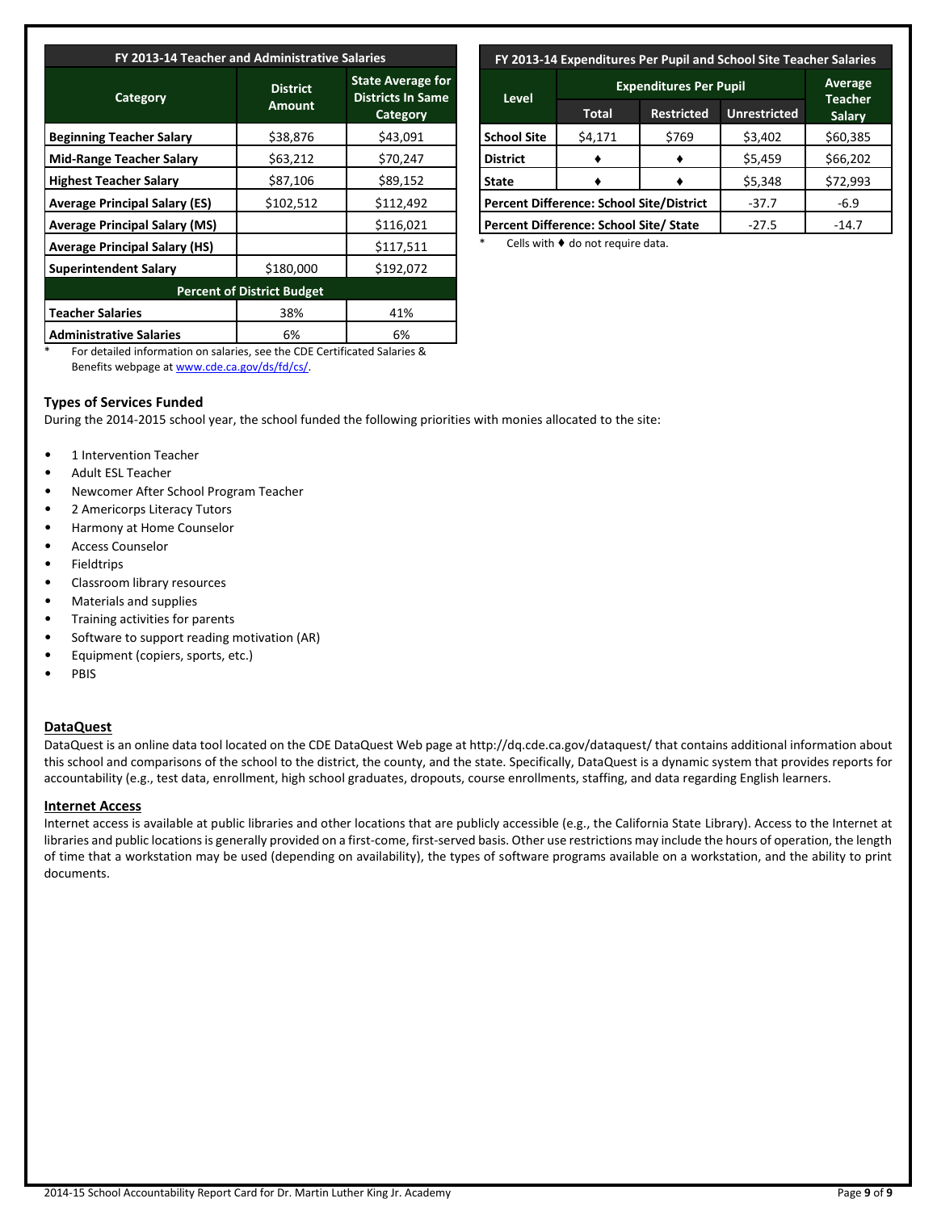| FY 2013-14 Teacher and Administrative Salaries | | |
|---|---|---|
| **Category** | **District Amount** | **State Average for Districts In Same Category** |
| **Beginning Teacher Salary** | $38,876 | $43,091 |
| **Mid-Range Teacher Salary** | $63,212 | $70,247 |
| **Highest Teacher Salary** | $87,106 | $89,152 |
| **Average Principal Salary (ES)** | $102,512 | $112,492 |
| **Average Principal Salary (MS)** | | $116,021 |
| **Average Principal Salary (HS)** | | $117,511 |
| **Superintendent Salary** | $180,000 | $192,072 |
| **Percent of District Budget** | | |
| **Teacher Salaries** | 38% | 41% |
| **Administrative Salaries** | 6% | 6% |

\* For detailed information on salaries, see the CDE Certificated Salaries & Benefits webpage at www.cde.ca.gov/ds/fd/cs/.

| FY 2013-14 Expenditures Per Pupil and School Site Teacher Salaries | | | | |
|---|---|---|---|---|
| **Level** | **Expenditures Per Pupil** | | | **Average Teacher Salary** |
| | **Total** | **Restricted** | **Unrestricted** | |
| **School Site** | $4,171 | $769 | $3,402 | $60,385 |
| **District** | ♦ | ♦ | $5,459 | $66,202 |
| **State** | ♦ | ♦ | $5,348 | $72,993 |
| **Percent Difference: School Site/District** | | | -37.7 | -6.9 |
| **Percent Difference: School Site/ State** | | | -27.5 | -14.7 |

\* Cells with ♦ do not require data.

### Types of Services Funded

During the 2014-2015 school year, the school funded the following priorities with monies allocated to the site:

- 1 Intervention Teacher
- Adult ESL Teacher
- Newcomer After School Program Teacher
- 2 Americorps Literacy Tutors
- Harmony at Home Counselor
- Access Counselor
- Fieldtrips
- Classroom library resources
- Materials and supplies
- Training activities for parents
- Software to support reading motivation (AR)
- Equipment (copiers, sports, etc.)
- PBIS

### DataQuest

DataQuest is an online data tool located on the CDE DataQuest Web page at http://dq.cde.ca.gov/dataquest/ that contains additional information about this school and comparisons of the school to the district, the county, and the state. Specifically, DataQuest is a dynamic system that provides reports for accountability (e.g., test data, enrollment, high school graduates, dropouts, course enrollments, staffing, and data regarding English learners.

### Internet Access

Internet access is available at public libraries and other locations that are publicly accessible (e.g., the California State Library). Access to the Internet at libraries and public locations is generally provided on a first-come, first-served basis. Other use restrictions may include the hours of operation, the length of time that a workstation may be used (depending on availability), the types of software programs available on a workstation, and the ability to print documents.